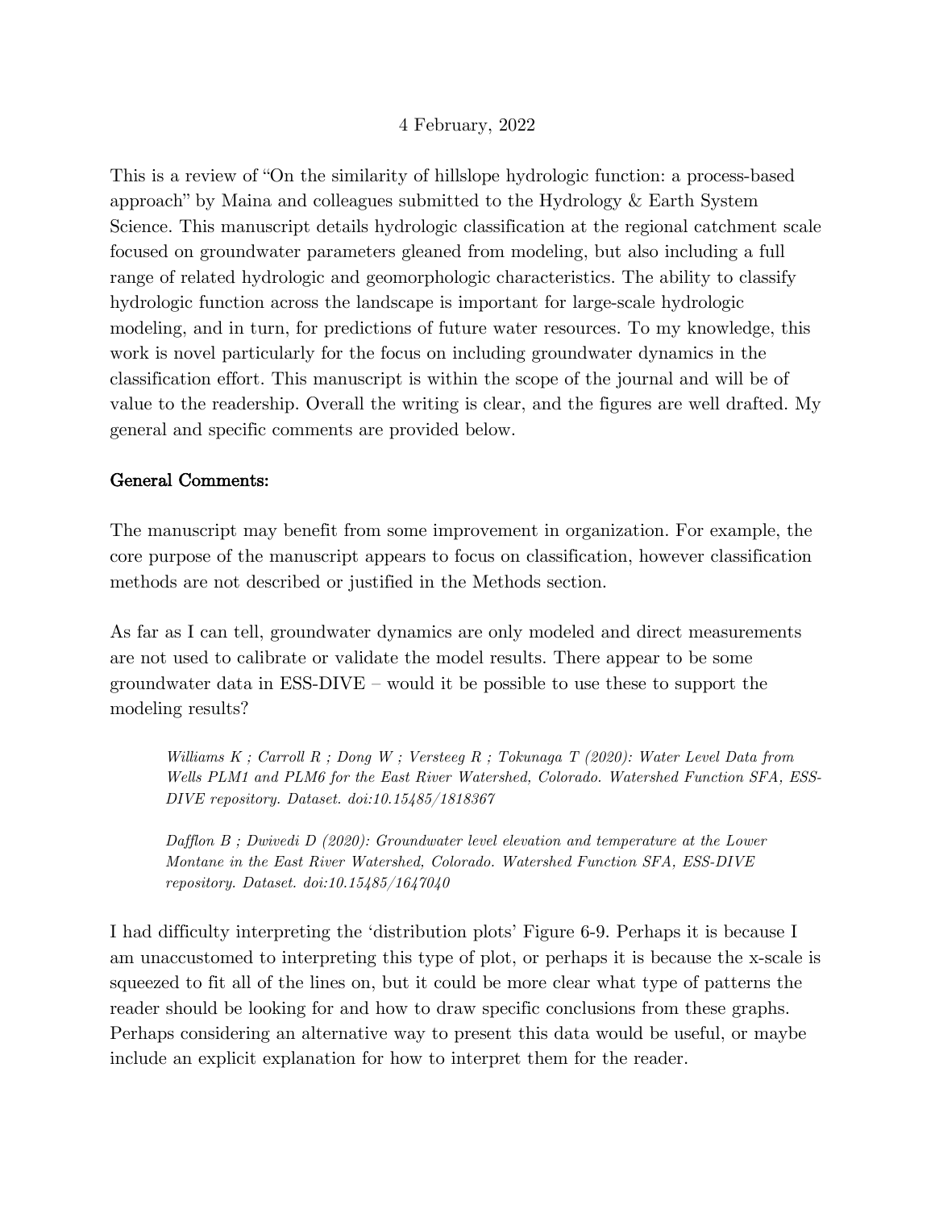4 February, 2022

This is a review of "On the similarity of hillslope hydrologic function: a process-based approach" by Maina and colleagues submitted to the Hydrology & Earth System Science. This manuscript details hydrologic classification at the regional catchment scale focused on groundwater parameters gleaned from modeling, but also including a full range of related hydrologic and geomorphologic characteristics. The ability to classify hydrologic function across the landscape is important for large-scale hydrologic modeling, and in turn, for predictions of future water resources. To my knowledge, this work is novel particularly for the focus on including groundwater dynamics in the classification effort. This manuscript is within the scope of the journal and will be of value to the readership. Overall the writing is clear, and the figures are well drafted. My general and specific comments are provided below.

**General Comments:**

The manuscript may benefit from some improvement in organization. For example, the core purpose of the manuscript appears to focus on classification, however classification methods are not described or justified in the Methods section.

As far as I can tell, groundwater dynamics are only modeled and direct measurements are not used to calibrate or validate the model results. There appear to be some groundwater data in ESS-DIVE – would it be possible to use these to support the modeling results?

> *Williams K ; Carroll R ; Dong W ; Versteeg R ; Tokunaga T (2020): Water Level Data from Wells PLM1 and PLM6 for the East River Watershed, Colorado. Watershed Function SFA, ESS-DIVE repository. Dataset. doi:10.15485/1818367*
>
> *Dafflon B ; Dwivedi D (2020): Groundwater level elevation and temperature at the Lower Montane in the East River Watershed, Colorado. Watershed Function SFA, ESS-DIVE repository. Dataset. doi:10.15485/1647040*

I had difficulty interpreting the 'distribution plots' Figure 6-9. Perhaps it is because I am unaccustomed to interpreting this type of plot, or perhaps it is because the x-scale is squeezed to fit all of the lines on, but it could be more clear what type of patterns the reader should be looking for and how to draw specific conclusions from these graphs. Perhaps considering an alternative way to present this data would be useful, or maybe include an explicit explanation for how to interpret them for the reader.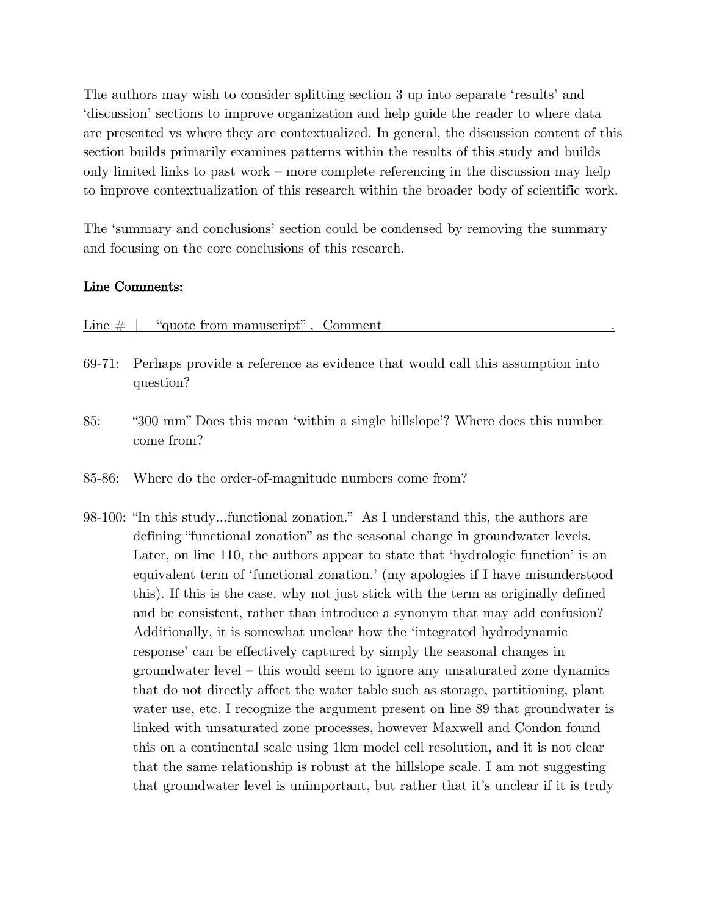The authors may wish to consider splitting section 3 up into separate 'results' and 'discussion' sections to improve organization and help guide the reader to where data are presented vs where they are contextualized. In general, the discussion content of this section builds primarily examines patterns within the results of this study and builds only limited links to past work – more complete referencing in the discussion may help to improve contextualization of this research within the broader body of scientific work.

The 'summary and conclusions' section could be condensed by removing the summary and focusing on the core conclusions of this research.

**Line Comments:**

Line # | "quote from manuscript" , Comment

69-71: Perhaps provide a reference as evidence that would call this assumption into question?

85: "300 mm" Does this mean 'within a single hillslope'? Where does this number come from?

85-86: Where do the order-of-magnitude numbers come from?

98-100: "In this study...functional zonation." As I understand this, the authors are defining "functional zonation" as the seasonal change in groundwater levels. Later, on line 110, the authors appear to state that 'hydrologic function' is an equivalent term of 'functional zonation.' (my apologies if I have misunderstood this). If this is the case, why not just stick with the term as originally defined and be consistent, rather than introduce a synonym that may add confusion? Additionally, it is somewhat unclear how the 'integrated hydrodynamic response' can be effectively captured by simply the seasonal changes in groundwater level – this would seem to ignore any unsaturated zone dynamics that do not directly affect the water table such as storage, partitioning, plant water use, etc. I recognize the argument present on line 89 that groundwater is linked with unsaturated zone processes, however Maxwell and Condon found this on a continental scale using 1km model cell resolution, and it is not clear that the same relationship is robust at the hillslope scale. I am not suggesting that groundwater level is unimportant, but rather that it's unclear if it is truly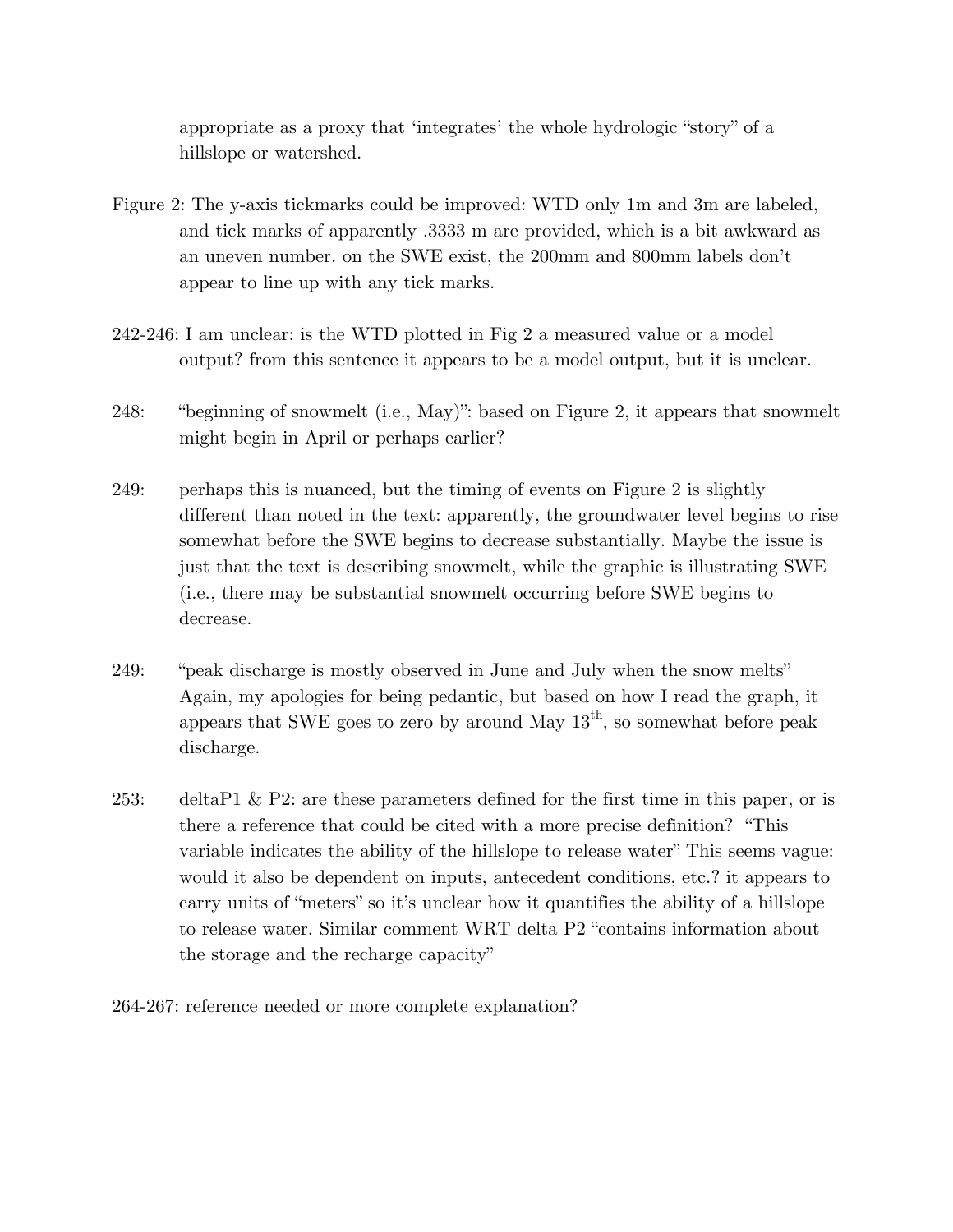appropriate as a proxy that 'integrates' the whole hydrologic "story" of a hillslope or watershed.

Figure 2: The y-axis tickmarks could be improved: WTD only 1m and 3m are labeled, and tick marks of apparently .3333 m are provided, which is a bit awkward as an uneven number. on the SWE exist, the 200mm and 800mm labels don't appear to line up with any tick marks.

242-246: I am unclear: is the WTD plotted in Fig 2 a measured value or a model output? from this sentence it appears to be a model output, but it is unclear.

248: "beginning of snowmelt (i.e., May)": based on Figure 2, it appears that snowmelt might begin in April or perhaps earlier?

249: perhaps this is nuanced, but the timing of events on Figure 2 is slightly different than noted in the text: apparently, the groundwater level begins to rise somewhat before the SWE begins to decrease substantially. Maybe the issue is just that the text is describing snowmelt, while the graphic is illustrating SWE (i.e., there may be substantial snowmelt occurring before SWE begins to decrease.

249: "peak discharge is mostly observed in June and July when the snow melts" Again, my apologies for being pedantic, but based on how I read the graph, it appears that SWE goes to zero by around May 13th, so somewhat before peak discharge.

253: deltaP1 & P2: are these parameters defined for the first time in this paper, or is there a reference that could be cited with a more precise definition? "This variable indicates the ability of the hillslope to release water" This seems vague: would it also be dependent on inputs, antecedent conditions, etc.? it appears to carry units of "meters" so it's unclear how it quantifies the ability of a hillslope to release water. Similar comment WRT delta P2 "contains information about the storage and the recharge capacity"

264-267: reference needed or more complete explanation?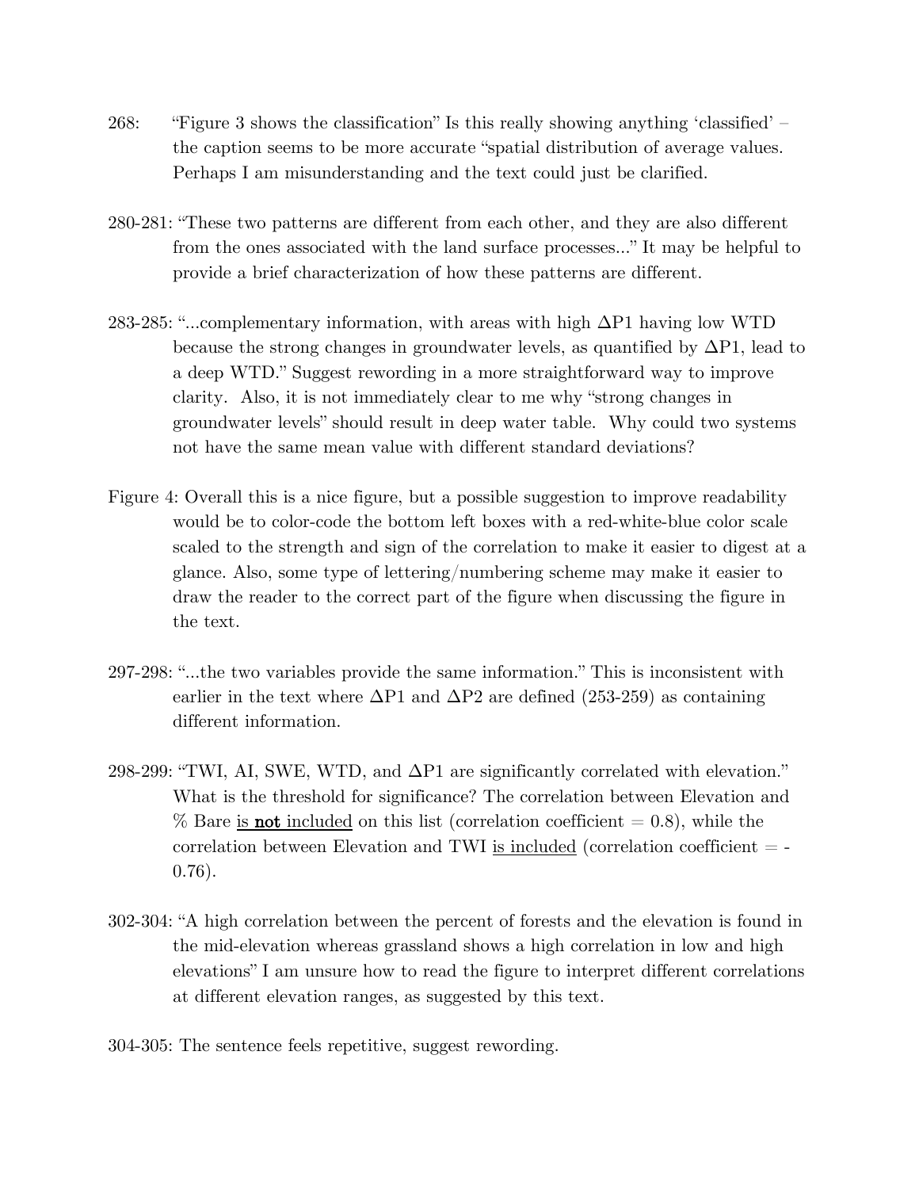268: "Figure 3 shows the classification" Is this really showing anything 'classified' – the caption seems to be more accurate "spatial distribution of average values. Perhaps I am misunderstanding and the text could just be clarified.

280-281: "These two patterns are different from each other, and they are also different from the ones associated with the land surface processes..." It may be helpful to provide a brief characterization of how these patterns are different.

283-285: "...complementary information, with areas with high $\Delta P1$ having low WTD because the strong changes in groundwater levels, as quantified by $\Delta P1$, lead to a deep WTD." Suggest rewording in a more straightforward way to improve clarity. Also, it is not immediately clear to me why "strong changes in groundwater levels" should result in deep water table. Why could two systems not have the same mean value with different standard deviations?

Figure 4: Overall this is a nice figure, but a possible suggestion to improve readability would be to color-code the bottom left boxes with a red-white-blue color scale scaled to the strength and sign of the correlation to make it easier to digest at a glance. Also, some type of lettering/numbering scheme may make it easier to draw the reader to the correct part of the figure when discussing the figure in the text.

297-298: "...the two variables provide the same information." This is inconsistent with earlier in the text where $\Delta P1$ and $\Delta P2$ are defined (253-259) as containing different information.

298-299: "TWI, AI, SWE, WTD, and $\Delta P1$ are significantly correlated with elevation." What is the threshold for significance? The correlation between Elevation and % Bare <u>is **not** included</u> on this list (correlation coefficient = 0.8), while the correlation between Elevation and TWI <u>is included</u> (correlation coefficient = -0.76).

302-304: "A high correlation between the percent of forests and the elevation is found in the mid-elevation whereas grassland shows a high correlation in low and high elevations" I am unsure how to read the figure to interpret different correlations at different elevation ranges, as suggested by this text.

304-305: The sentence feels repetitive, suggest rewording.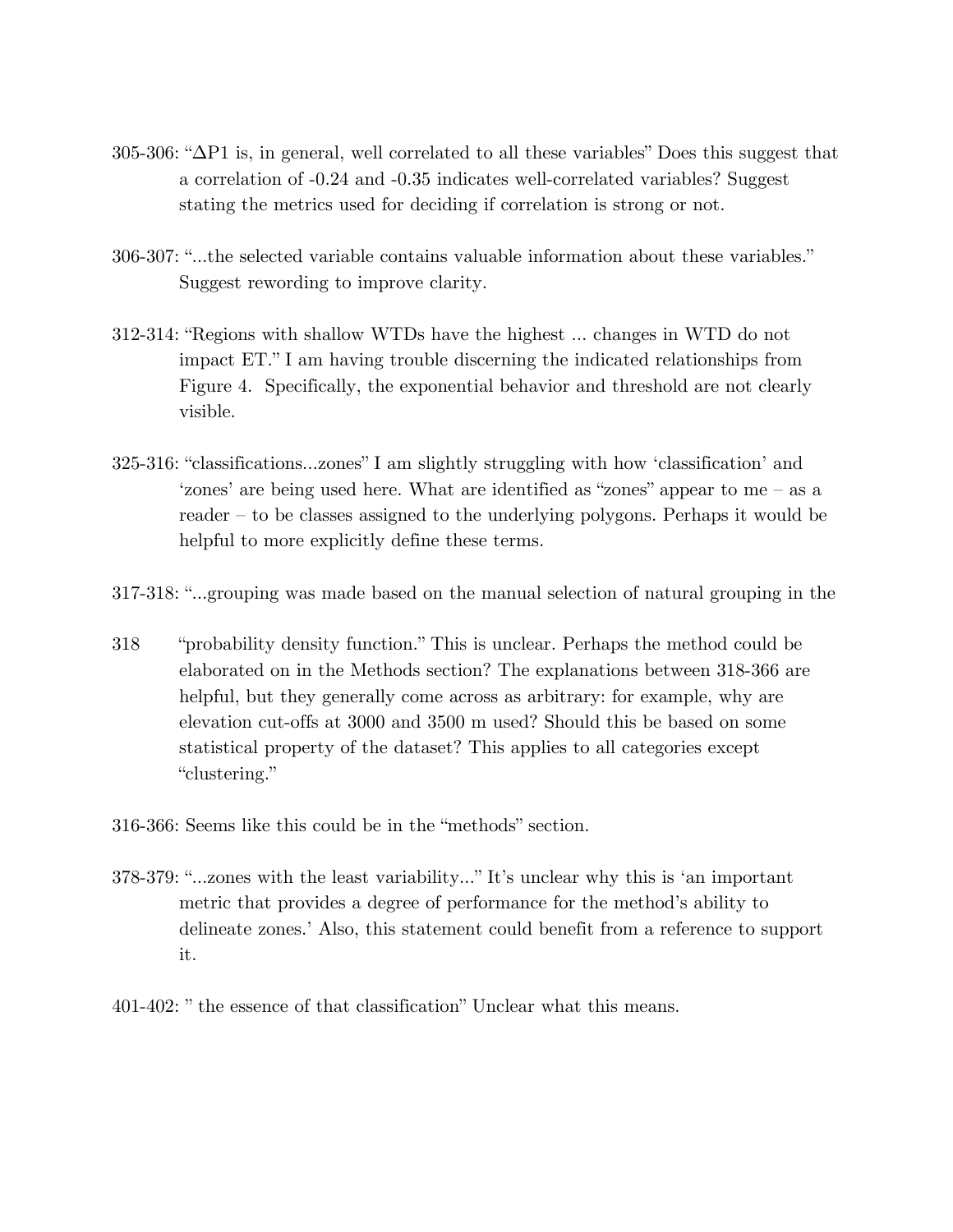305-306: "$\Delta$P1 is, in general, well correlated to all these variables" Does this suggest that a correlation of -0.24 and -0.35 indicates well-correlated variables? Suggest stating the metrics used for deciding if correlation is strong or not.

306-307: "...the selected variable contains valuable information about these variables." Suggest rewording to improve clarity.

312-314: "Regions with shallow WTDs have the highest ... changes in WTD do not impact ET." I am having trouble discerning the indicated relationships from Figure 4. Specifically, the exponential behavior and threshold are not clearly visible.

325-316: "classifications...zones" I am slightly struggling with how 'classification' and 'zones' are being used here. What are identified as "zones" appear to me – as a reader – to be classes assigned to the underlying polygons. Perhaps it would be helpful to more explicitly define these terms.

317-318: "...grouping was made based on the manual selection of natural grouping in the

318 "probability density function." This is unclear. Perhaps the method could be elaborated on in the Methods section? The explanations between 318-366 are helpful, but they generally come across as arbitrary: for example, why are elevation cut-offs at 3000 and 3500 m used? Should this be based on some statistical property of the dataset? This applies to all categories except "clustering."

316-366: Seems like this could be in the "methods" section.

378-379: "...zones with the least variability..." It's unclear why this is 'an important metric that provides a degree of performance for the method's ability to delineate zones.' Also, this statement could benefit from a reference to support it.

401-402: " the essence of that classification" Unclear what this means.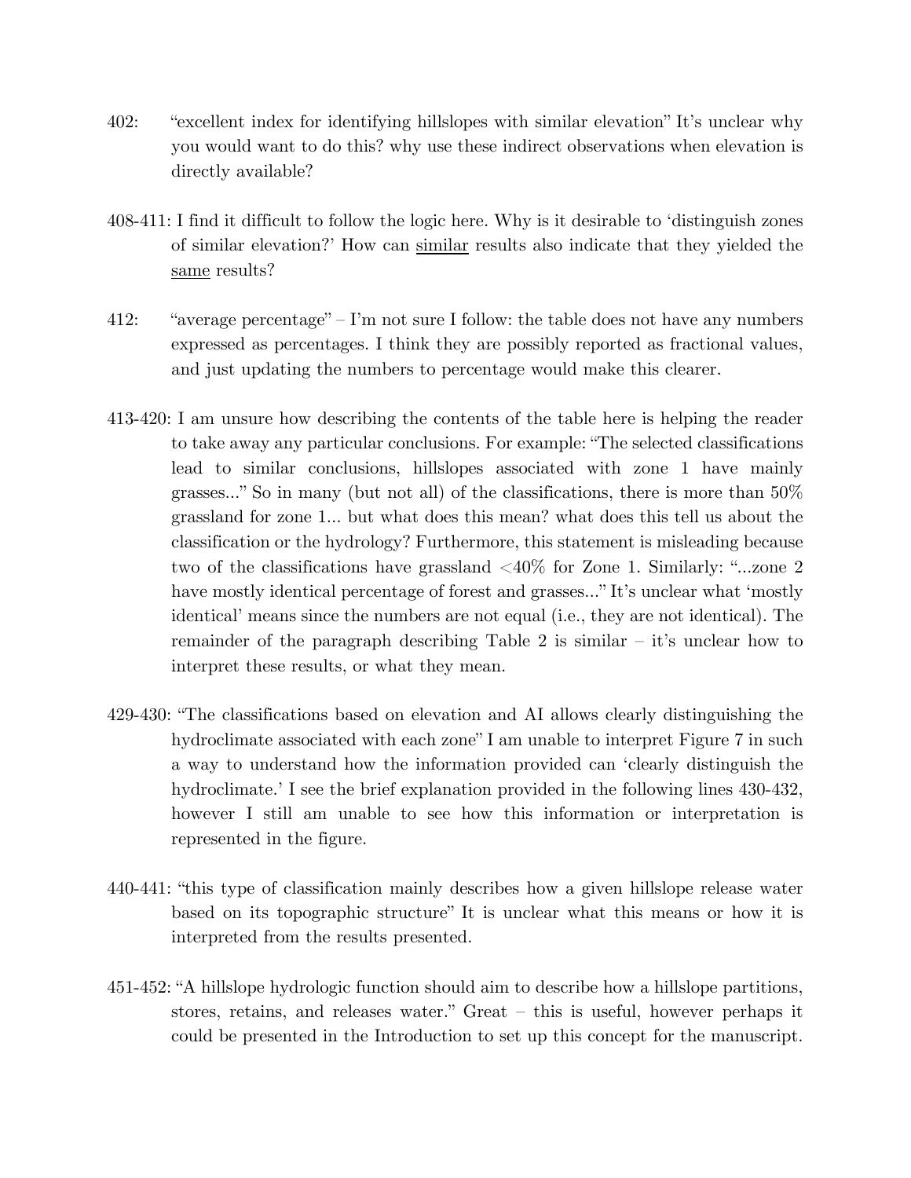402: "excellent index for identifying hillslopes with similar elevation" It's unclear why you would want to do this? why use these indirect observations when elevation is directly available?

408-411: I find it difficult to follow the logic here. Why is it desirable to 'distinguish zones of similar elevation?' How can <u>similar</u> results also indicate that they yielded the <u>same</u> results?

412: "average percentage" – I'm not sure I follow: the table does not have any numbers expressed as percentages. I think they are possibly reported as fractional values, and just updating the numbers to percentage would make this clearer.

413-420: I am unsure how describing the contents of the table here is helping the reader to take away any particular conclusions. For example: "The selected classifications lead to similar conclusions, hillslopes associated with zone 1 have mainly grasses..." So in many (but not all) of the classifications, there is more than 50% grassland for zone 1... but what does this mean? what does this tell us about the classification or the hydrology? Furthermore, this statement is misleading because two of the classifications have grassland <40% for Zone 1. Similarly: "...zone 2 have mostly identical percentage of forest and grasses..." It's unclear what 'mostly identical' means since the numbers are not equal (i.e., they are not identical). The remainder of the paragraph describing Table 2 is similar – it's unclear how to interpret these results, or what they mean.

429-430: "The classifications based on elevation and AI allows clearly distinguishing the hydroclimate associated with each zone" I am unable to interpret Figure 7 in such a way to understand how the information provided can 'clearly distinguish the hydroclimate.' I see the brief explanation provided in the following lines 430-432, however I still am unable to see how this information or interpretation is represented in the figure.

440-441: "this type of classification mainly describes how a given hillslope release water based on its topographic structure" It is unclear what this means or how it is interpreted from the results presented.

451-452: "A hillslope hydrologic function should aim to describe how a hillslope partitions, stores, retains, and releases water." Great – this is useful, however perhaps it could be presented in the Introduction to set up this concept for the manuscript.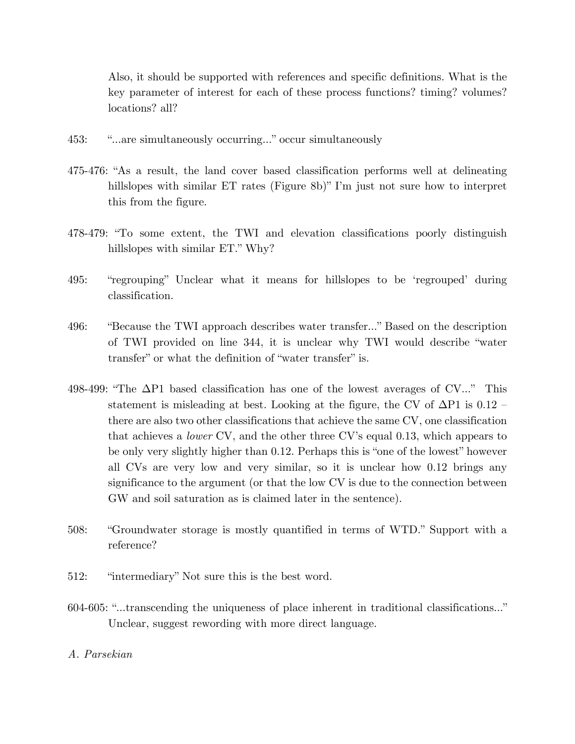Also, it should be supported with references and specific definitions. What is the key parameter of interest for each of these process functions? timing? volumes? locations? all?

453: "...are simultaneously occurring..." occur simultaneously

475-476: "As a result, the land cover based classification performs well at delineating hillslopes with similar ET rates (Figure 8b)" I'm just not sure how to interpret this from the figure.

478-479: "To some extent, the TWI and elevation classifications poorly distinguish hillslopes with similar ET." Why?

495: "regrouping" Unclear what it means for hillslopes to be 'regrouped' during classification.

496: "Because the TWI approach describes water transfer..." Based on the description of TWI provided on line 344, it is unclear why TWI would describe "water transfer" or what the definition of "water transfer" is.

498-499: "The $\Delta$P1 based classification has one of the lowest averages of CV..." This statement is misleading at best. Looking at the figure, the CV of $\Delta$P1 is 0.12 – there are also two other classifications that achieve the same CV, one classification that achieves a *lower* CV, and the other three CV's equal 0.13, which appears to be only very slightly higher than 0.12. Perhaps this is "one of the lowest" however all CVs are very low and very similar, so it is unclear how 0.12 brings any significance to the argument (or that the low CV is due to the connection between GW and soil saturation as is claimed later in the sentence).

508: "Groundwater storage is mostly quantified in terms of WTD." Support with a reference?

512: "intermediary" Not sure this is the best word.

604-605: "...transcending the uniqueness of place inherent in traditional classifications..." Unclear, suggest rewording with more direct language.

*A. Parsekian*